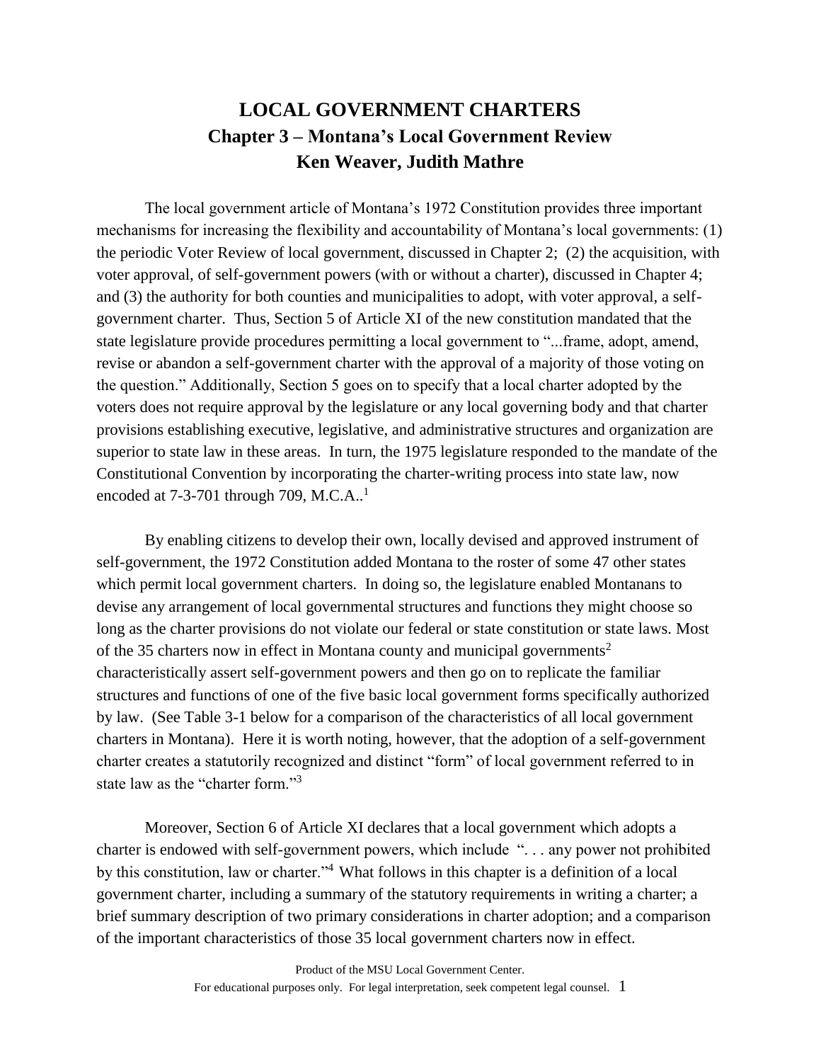# LOCAL GOVERNMENT CHARTERS
## Chapter 3 – Montana's Local Government Review
## Ken Weaver, Judith Mathre

The local government article of Montana's 1972 Constitution provides three important mechanisms for increasing the flexibility and accountability of Montana's local governments: (1) the periodic Voter Review of local government, discussed in Chapter 2; (2) the acquisition, with voter approval, of self-government powers (with or without a charter), discussed in Chapter 4; and (3) the authority for both counties and municipalities to adopt, with voter approval, a self-government charter. Thus, Section 5 of Article XI of the new constitution mandated that the state legislature provide procedures permitting a local government to "...frame, adopt, amend, revise or abandon a self-government charter with the approval of a majority of those voting on the question." Additionally, Section 5 goes on to specify that a local charter adopted by the voters does not require approval by the legislature or any local governing body and that charter provisions establishing executive, legislative, and administrative structures and organization are superior to state law in these areas. In turn, the 1975 legislature responded to the mandate of the Constitutional Convention by incorporating the charter-writing process into state law, now encoded at 7-3-701 through 709, M.C.A..[1]

By enabling citizens to develop their own, locally devised and approved instrument of self-government, the 1972 Constitution added Montana to the roster of some 47 other states which permit local government charters. In doing so, the legislature enabled Montanans to devise any arrangement of local governmental structures and functions they might choose so long as the charter provisions do not violate our federal or state constitution or state laws. Most of the 35 charters now in effect in Montana county and municipal governments[2] characteristically assert self-government powers and then go on to replicate the familiar structures and functions of one of the five basic local government forms specifically authorized by law. (See Table 3-1 below for a comparison of the characteristics of all local government charters in Montana). Here it is worth noting, however, that the adoption of a self-government charter creates a statutorily recognized and distinct "form" of local government referred to in state law as the "charter form."[3]

Moreover, Section 6 of Article XI declares that a local government which adopts a charter is endowed with self-government powers, which include ". . . any power not prohibited by this constitution, law or charter."[4] What follows in this chapter is a definition of a local government charter, including a summary of the statutory requirements in writing a charter; a brief summary description of two primary considerations in charter adoption; and a comparison of the important characteristics of those 35 local government charters now in effect.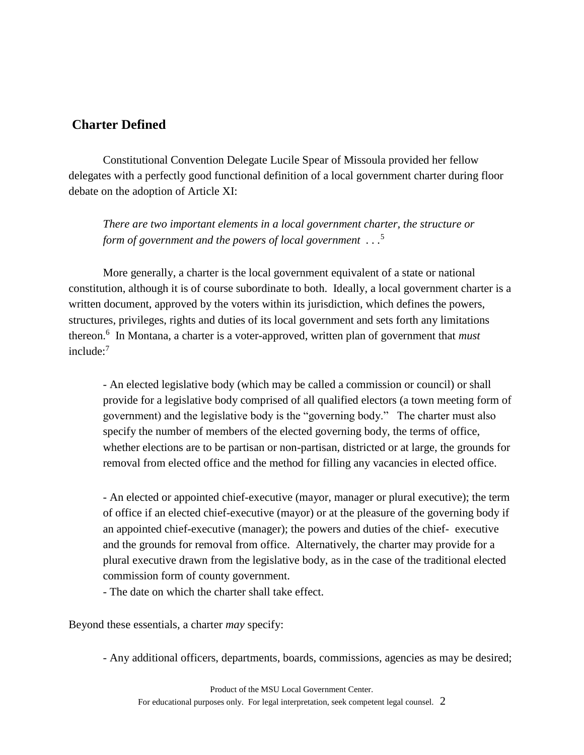## Charter Defined

Constitutional Convention Delegate Lucile Spear of Missoula provided her fellow delegates with a perfectly good functional definition of a local government charter during floor debate on the adoption of Article XI:

> *There are two important elements in a local government charter, the structure or form of government and the powers of local government* . . .[5]

More generally, a charter is the local government equivalent of a state or national constitution, although it is of course subordinate to both. Ideally, a local government charter is a written document, approved by the voters within its jurisdiction, which defines the powers, structures, privileges, rights and duties of its local government and sets forth any limitations thereon.[6] In Montana, a charter is a voter-approved, written plan of government that *must* include:[7]

- An elected legislative body (which may be called a commission or council) or shall provide for a legislative body comprised of all qualified electors (a town meeting form of government) and the legislative body is the "governing body." The charter must also specify the number of members of the elected governing body, the terms of office, whether elections are to be partisan or non-partisan, districted or at large, the grounds for removal from elected office and the method for filling any vacancies in elected office.

- An elected or appointed chief-executive (mayor, manager or plural executive); the term of office if an elected chief-executive (mayor) or at the pleasure of the governing body if an appointed chief-executive (manager); the powers and duties of the chief- executive and the grounds for removal from office. Alternatively, the charter may provide for a plural executive drawn from the legislative body, as in the case of the traditional elected commission form of county government.
- The date on which the charter shall take effect.

Beyond these essentials, a charter *may* specify:

- Any additional officers, departments, boards, commissions, agencies as may be desired;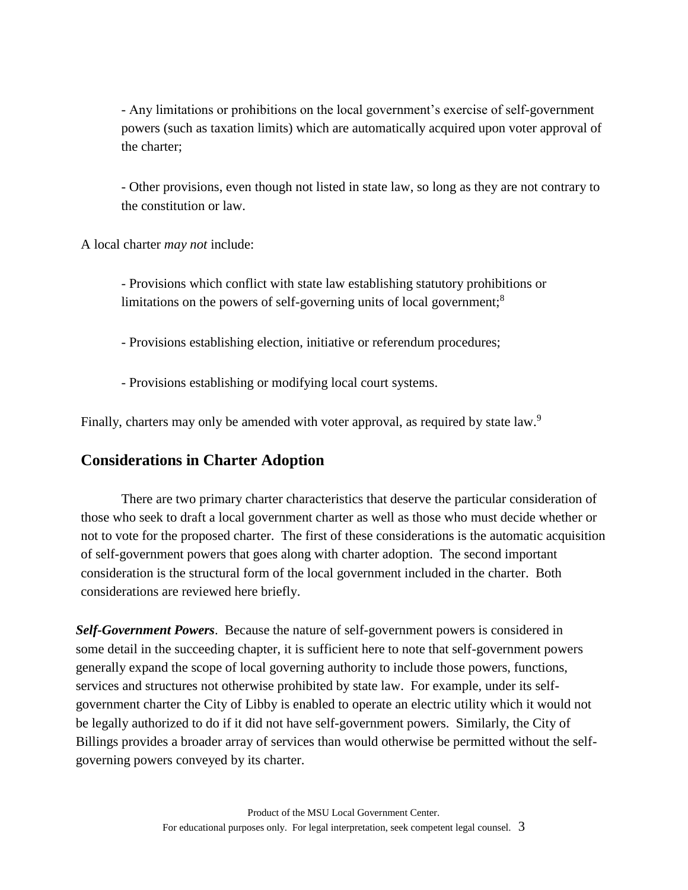- Any limitations or prohibitions on the local government's exercise of self-government powers (such as taxation limits) which are automatically acquired upon voter approval of the charter;

- Other provisions, even though not listed in state law, so long as they are not contrary to the constitution or law.

A local charter *may not* include:

- Provisions which conflict with state law establishing statutory prohibitions or limitations on the powers of self-governing units of local government;[8]

- Provisions establishing election, initiative or referendum procedures;

- Provisions establishing or modifying local court systems.

Finally, charters may only be amended with voter approval, as required by state law.[9]

## Considerations in Charter Adoption

There are two primary charter characteristics that deserve the particular consideration of those who seek to draft a local government charter as well as those who must decide whether or not to vote for the proposed charter. The first of these considerations is the automatic acquisition of self-government powers that goes along with charter adoption. The second important consideration is the structural form of the local government included in the charter. Both considerations are reviewed here briefly.

***Self-Government Powers***. Because the nature of self-government powers is considered in some detail in the succeeding chapter, it is sufficient here to note that self-government powers generally expand the scope of local governing authority to include those powers, functions, services and structures not otherwise prohibited by state law. For example, under its self-government charter the City of Libby is enabled to operate an electric utility which it would not be legally authorized to do if it did not have self-government powers. Similarly, the City of Billings provides a broader array of services than would otherwise be permitted without the self-governing powers conveyed by its charter.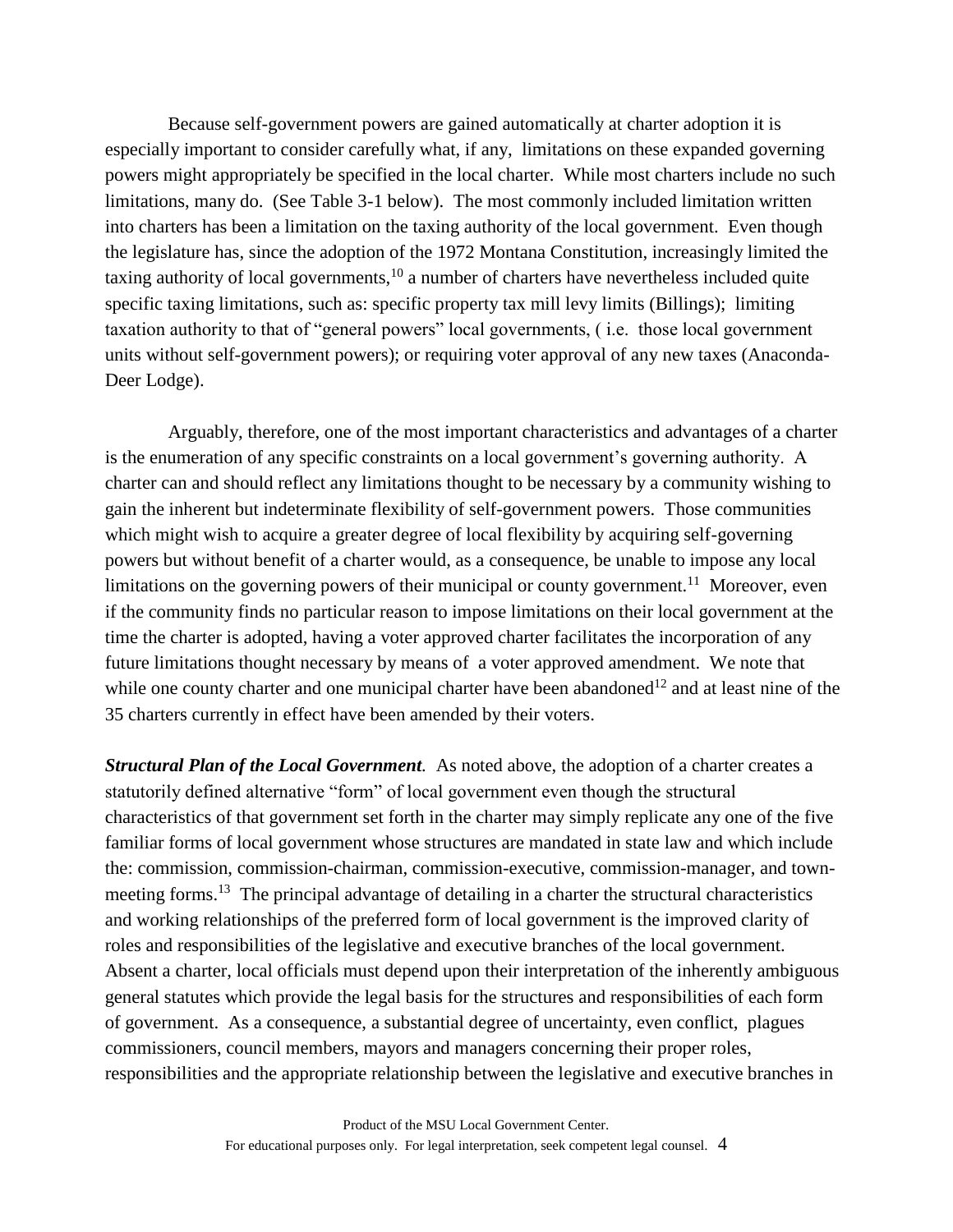Because self-government powers are gained automatically at charter adoption it is especially important to consider carefully what, if any, limitations on these expanded governing powers might appropriately be specified in the local charter. While most charters include no such limitations, many do. (See Table 3-1 below). The most commonly included limitation written into charters has been a limitation on the taxing authority of the local government. Even though the legislature has, since the adoption of the 1972 Montana Constitution, increasingly limited the taxing authority of local governments,[10] a number of charters have nevertheless included quite specific taxing limitations, such as: specific property tax mill levy limits (Billings); limiting taxation authority to that of "general powers" local governments, ( i.e. those local government units without self-government powers); or requiring voter approval of any new taxes (Anaconda-Deer Lodge).

Arguably, therefore, one of the most important characteristics and advantages of a charter is the enumeration of any specific constraints on a local government's governing authority. A charter can and should reflect any limitations thought to be necessary by a community wishing to gain the inherent but indeterminate flexibility of self-government powers. Those communities which might wish to acquire a greater degree of local flexibility by acquiring self-governing powers but without benefit of a charter would, as a consequence, be unable to impose any local limitations on the governing powers of their municipal or county government.[11] Moreover, even if the community finds no particular reason to impose limitations on their local government at the time the charter is adopted, having a voter approved charter facilitates the incorporation of any future limitations thought necessary by means of a voter approved amendment. We note that while one county charter and one municipal charter have been abandoned[12] and at least nine of the 35 charters currently in effect have been amended by their voters.

***Structural Plan of the Local Government.*** As noted above, the adoption of a charter creates a statutorily defined alternative "form" of local government even though the structural characteristics of that government set forth in the charter may simply replicate any one of the five familiar forms of local government whose structures are mandated in state law and which include the: commission, commission-chairman, commission-executive, commission-manager, and town-meeting forms.[13] The principal advantage of detailing in a charter the structural characteristics and working relationships of the preferred form of local government is the improved clarity of roles and responsibilities of the legislative and executive branches of the local government. Absent a charter, local officials must depend upon their interpretation of the inherently ambiguous general statutes which provide the legal basis for the structures and responsibilities of each form of government. As a consequence, a substantial degree of uncertainty, even conflict, plagues commissioners, council members, mayors and managers concerning their proper roles, responsibilities and the appropriate relationship between the legislative and executive branches in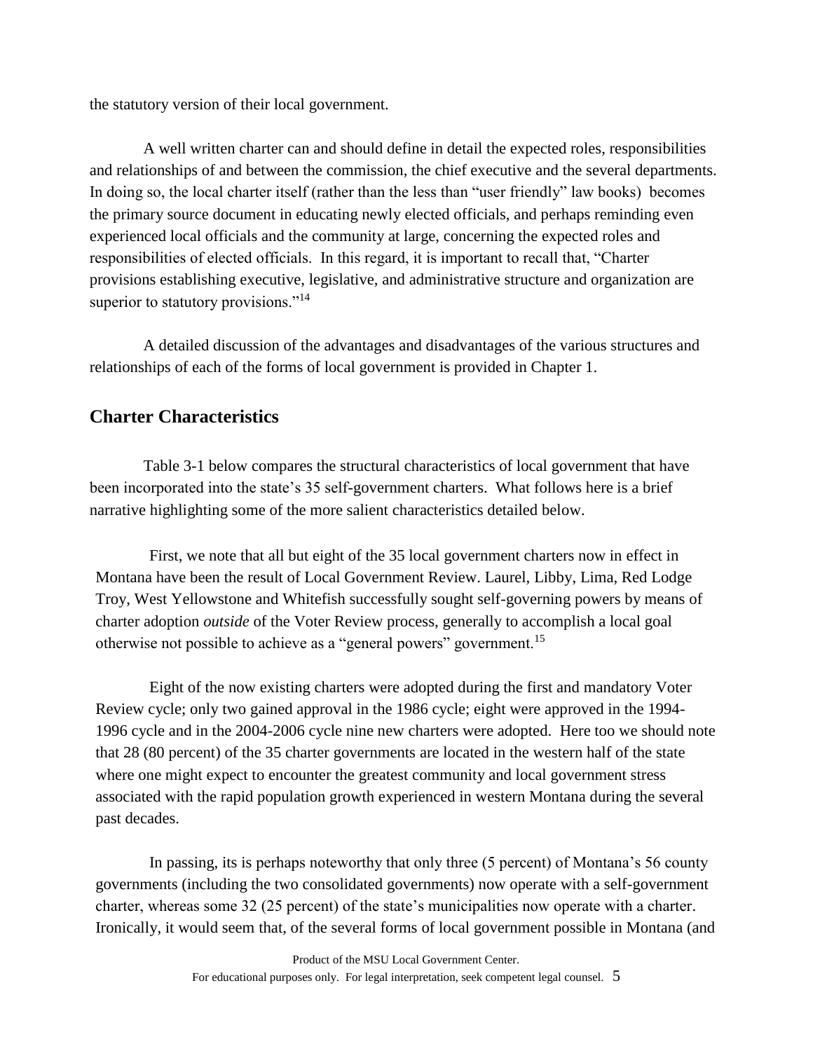the statutory version of their local government.

A well written charter can and should define in detail the expected roles, responsibilities and relationships of and between the commission, the chief executive and the several departments. In doing so, the local charter itself (rather than the less than "user friendly" law books) becomes the primary source document in educating newly elected officials, and perhaps reminding even experienced local officials and the community at large, concerning the expected roles and responsibilities of elected officials. In this regard, it is important to recall that, "Charter provisions establishing executive, legislative, and administrative structure and organization are superior to statutory provisions."[14]

A detailed discussion of the advantages and disadvantages of the various structures and relationships of each of the forms of local government is provided in Chapter 1.

## Charter Characteristics

Table 3-1 below compares the structural characteristics of local government that have been incorporated into the state's 35 self-government charters. What follows here is a brief narrative highlighting some of the more salient characteristics detailed below.

First, we note that all but eight of the 35 local government charters now in effect in Montana have been the result of Local Government Review. Laurel, Libby, Lima, Red Lodge Troy, West Yellowstone and Whitefish successfully sought self-governing powers by means of charter adoption *outside* of the Voter Review process, generally to accomplish a local goal otherwise not possible to achieve as a "general powers" government.[15]

Eight of the now existing charters were adopted during the first and mandatory Voter Review cycle; only two gained approval in the 1986 cycle; eight were approved in the 1994-1996 cycle and in the 2004-2006 cycle nine new charters were adopted. Here too we should note that 28 (80 percent) of the 35 charter governments are located in the western half of the state where one might expect to encounter the greatest community and local government stress associated with the rapid population growth experienced in western Montana during the several past decades.

In passing, its is perhaps noteworthy that only three (5 percent) of Montana's 56 county governments (including the two consolidated governments) now operate with a self-government charter, whereas some 32 (25 percent) of the state's municipalities now operate with a charter. Ironically, it would seem that, of the several forms of local government possible in Montana (and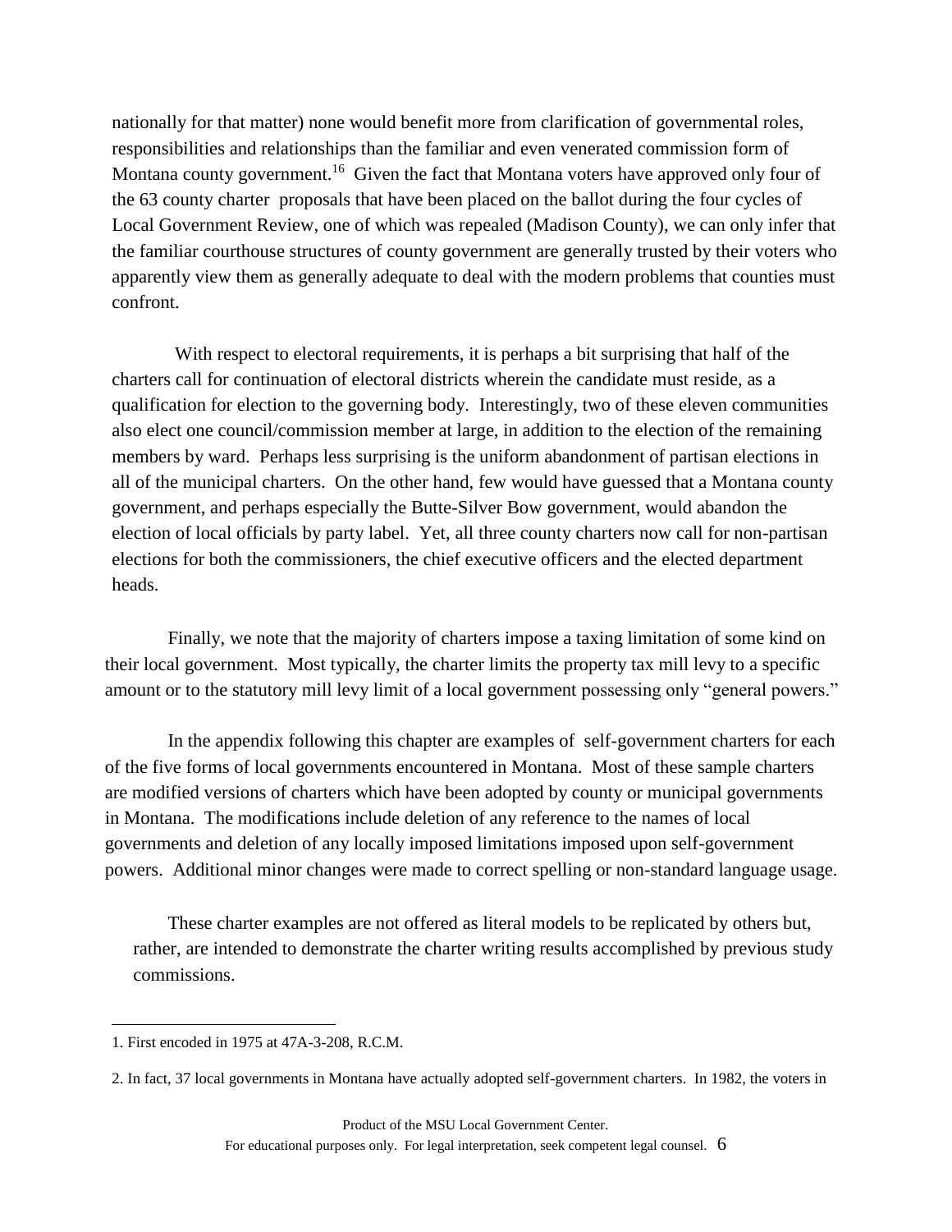nationally for that matter) none would benefit more from clarification of governmental roles, responsibilities and relationships than the familiar and even venerated commission form of Montana county government.[16] Given the fact that Montana voters have approved only four of the 63 county charter proposals that have been placed on the ballot during the four cycles of Local Government Review, one of which was repealed (Madison County), we can only infer that the familiar courthouse structures of county government are generally trusted by their voters who apparently view them as generally adequate to deal with the modern problems that counties must confront.

With respect to electoral requirements, it is perhaps a bit surprising that half of the charters call for continuation of electoral districts wherein the candidate must reside, as a qualification for election to the governing body. Interestingly, two of these eleven communities also elect one council/commission member at large, in addition to the election of the remaining members by ward. Perhaps less surprising is the uniform abandonment of partisan elections in all of the municipal charters. On the other hand, few would have guessed that a Montana county government, and perhaps especially the Butte-Silver Bow government, would abandon the election of local officials by party label. Yet, all three county charters now call for non-partisan elections for both the commissioners, the chief executive officers and the elected department heads.

Finally, we note that the majority of charters impose a taxing limitation of some kind on their local government. Most typically, the charter limits the property tax mill levy to a specific amount or to the statutory mill levy limit of a local government possessing only "general powers."

In the appendix following this chapter are examples of self-government charters for each of the five forms of local governments encountered in Montana. Most of these sample charters are modified versions of charters which have been adopted by county or municipal governments in Montana. The modifications include deletion of any reference to the names of local governments and deletion of any locally imposed limitations imposed upon self-government powers. Additional minor changes were made to correct spelling or non-standard language usage.

These charter examples are not offered as literal models to be replicated by others but, rather, are intended to demonstrate the charter writing results accomplished by previous study commissions.

---

1. First encoded in 1975 at 47A-3-208, R.C.M.

2. In fact, 37 local governments in Montana have actually adopted self-government charters. In 1982, the voters in

Product of the MSU Local Government Center.
For educational purposes only. For legal interpretation, seek competent legal counsel.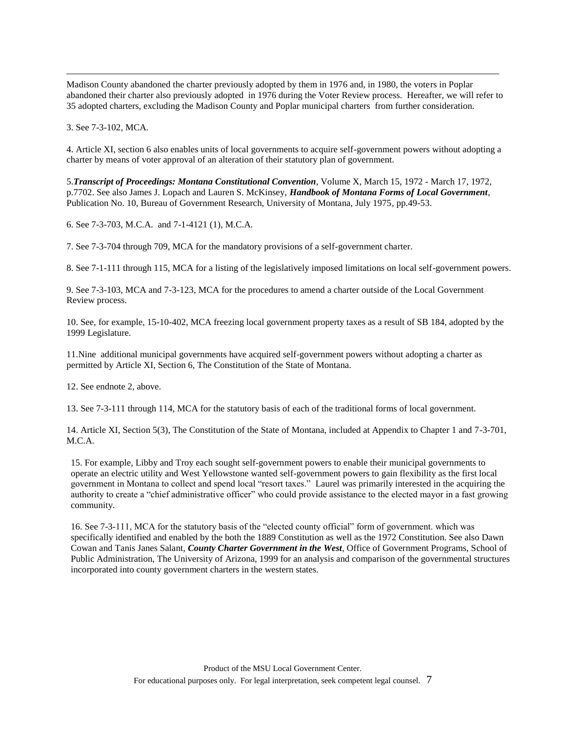Madison County abandoned the charter previously adopted by them in 1976 and, in 1980, the voters in Poplar abandoned their charter also previously adopted in 1976 during the Voter Review process. Hereafter, we will refer to 35 adopted charters, excluding the Madison County and Poplar municipal charters from further consideration.

3. See 7-3-102, MCA.

4. Article XI, section 6 also enables units of local governments to acquire self-government powers without adopting a charter by means of voter approval of an alteration of their statutory plan of government.

5. ***Transcript of Proceedings: Montana Constitutional Convention***, Volume X, March 15, 1972 - March 17, 1972, p.7702. See also James J. Lopach and Lauren S. McKinsey, ***Handbook of Montana Forms of Local Government***, Publication No. 10, Bureau of Government Research, University of Montana, July 1975, pp.49-53.

6. See 7-3-703, M.C.A. and 7-1-4121 (1), M.C.A.

7. See 7-3-704 through 709, MCA for the mandatory provisions of a self-government charter.

8. See 7-1-111 through 115, MCA for a listing of the legislatively imposed limitations on local self-government powers.

9. See 7-3-103, MCA and 7-3-123, MCA for the procedures to amend a charter outside of the Local Government Review process.

10. See, for example, 15-10-402, MCA freezing local government property taxes as a result of SB 184, adopted by the 1999 Legislature.

11. Nine additional municipal governments have acquired self-government powers without adopting a charter as permitted by Article XI, Section 6, The Constitution of the State of Montana.

12. See endnote 2, above.

13. See 7-3-111 through 114, MCA for the statutory basis of each of the traditional forms of local government.

14. Article XI, Section 5(3), The Constitution of the State of Montana, included at Appendix to Chapter 1 and 7-3-701, M.C.A.

15. For example, Libby and Troy each sought self-government powers to enable their municipal governments to operate an electric utility and West Yellowstone wanted self-government powers to gain flexibility as the first local government in Montana to collect and spend local "resort taxes." Laurel was primarily interested in the acquiring the authority to create a "chief administrative officer" who could provide assistance to the elected mayor in a fast growing community.

16. See 7-3-111, MCA for the statutory basis of the "elected county official" form of government. which was specifically identified and enabled by the both the 1889 Constitution as well as the 1972 Constitution. See also Dawn Cowan and Tanis Janes Salant, ***County Charter Government in the West***, Office of Government Programs, School of Public Administration, The University of Arizona, 1999 for an analysis and comparison of the governmental structures incorporated into county government charters in the western states.